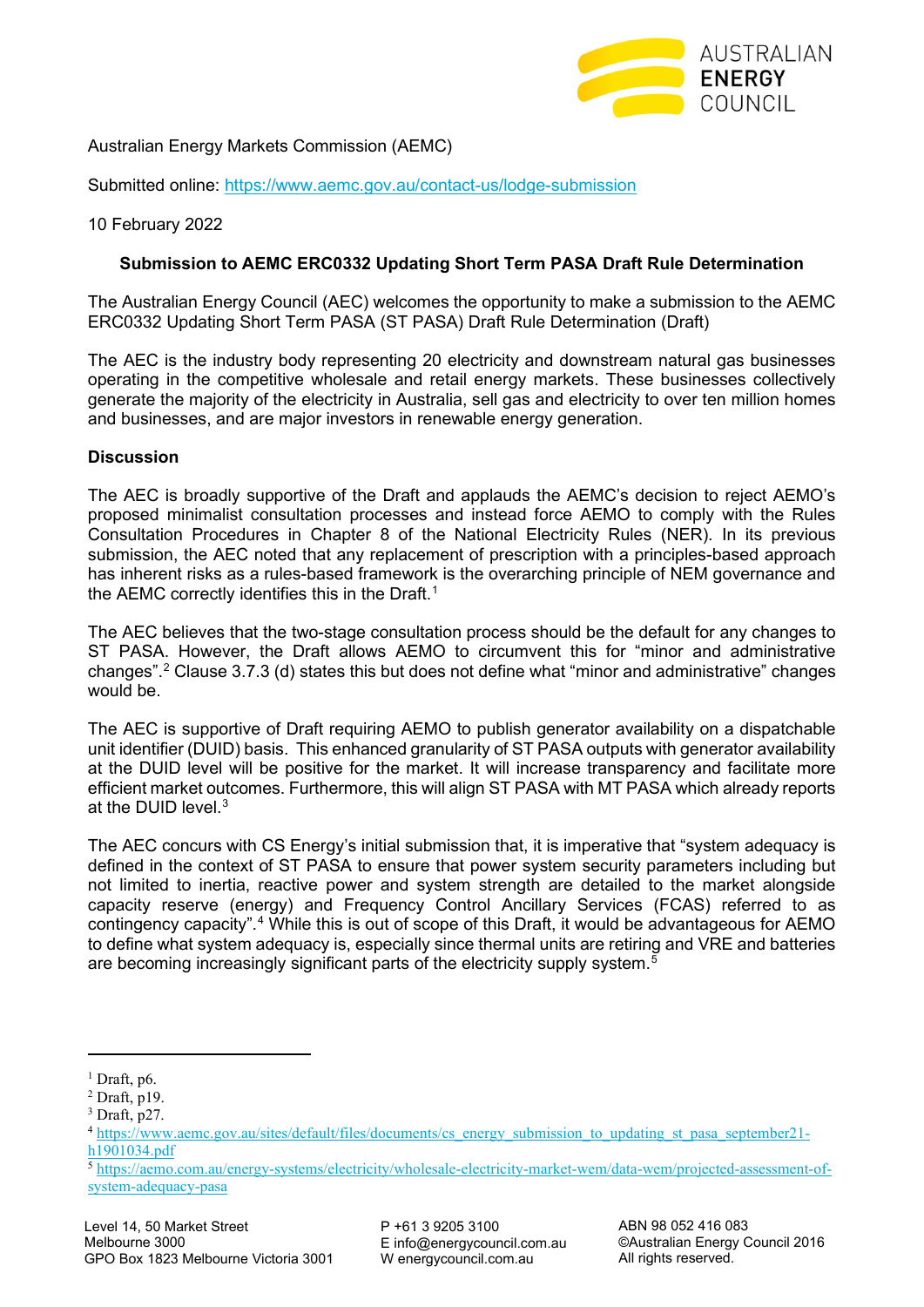Australian Energy Markets Commission (AEMC)

Submitted online: https://www.aemc.gov.au/contact-us/lodge-submission

10 February 2022

**Submission to AEMC ERC0332 Updating Short Term PASA Draft Rule Determination**

The Australian Energy Council (AEC) welcomes the opportunity to make a submission to the AEMC ERC0332 Updating Short Term PASA (ST PASA) Draft Rule Determination (Draft)

The AEC is the industry body representing 20 electricity and downstream natural gas businesses operating in the competitive wholesale and retail energy markets. These businesses collectively generate the majority of the electricity in Australia, sell gas and electricity to over ten million homes and businesses, and are major investors in renewable energy generation.

**Discussion**

The AEC is broadly supportive of the Draft and applauds the AEMC's decision to reject AEMO's proposed minimalist consultation processes and instead force AEMO to comply with the Rules Consultation Procedures in Chapter 8 of the National Electricity Rules (NER). In its previous submission, the AEC noted that any replacement of prescription with a principles-based approach has inherent risks as a rules-based framework is the overarching principle of NEM governance and the AEMC correctly identifies this in the Draft.[1]

The AEC believes that the two-stage consultation process should be the default for any changes to ST PASA. However, the Draft allows AEMO to circumvent this for "minor and administrative changes".[2] Clause 3.7.3 (d) states this but does not define what "minor and administrative" changes would be.

The AEC is supportive of Draft requiring AEMO to publish generator availability on a dispatchable unit identifier (DUID) basis. This enhanced granularity of ST PASA outputs with generator availability at the DUID level will be positive for the market. It will increase transparency and facilitate more efficient market outcomes. Furthermore, this will align ST PASA with MT PASA which already reports at the DUID level.[3]

The AEC concurs with CS Energy's initial submission that, it is imperative that "system adequacy is defined in the context of ST PASA to ensure that power system security parameters including but not limited to inertia, reactive power and system strength are detailed to the market alongside capacity reserve (energy) and Frequency Control Ancillary Services (FCAS) referred to as contingency capacity".[4] While this is out of scope of this Draft, it would be advantageous for AEMO to define what system adequacy is, especially since thermal units are retiring and VRE and batteries are becoming increasingly significant parts of the electricity supply system.[5]

---

[1] Draft, p6.
[2] Draft, p19.
[3] Draft, p27.
[4] https://www.aemc.gov.au/sites/default/files/documents/cs_energy_submission_to_updating_st_pasa_september21-h1901034.pdf
[5] https://aemo.com.au/energy-systems/electricity/wholesale-electricity-market-wem/data-wem/projected-assessment-of-system-adequacy-pasa

Level 14, 50 Market Street
Melbourne 3000
GPO Box 1823 Melbourne Victoria 3001

P +61 3 9205 3100
E info@energycouncil.com.au
W energycouncil.com.au

ABN 98 052 416 083
©Australian Energy Council 2016
All rights reserved.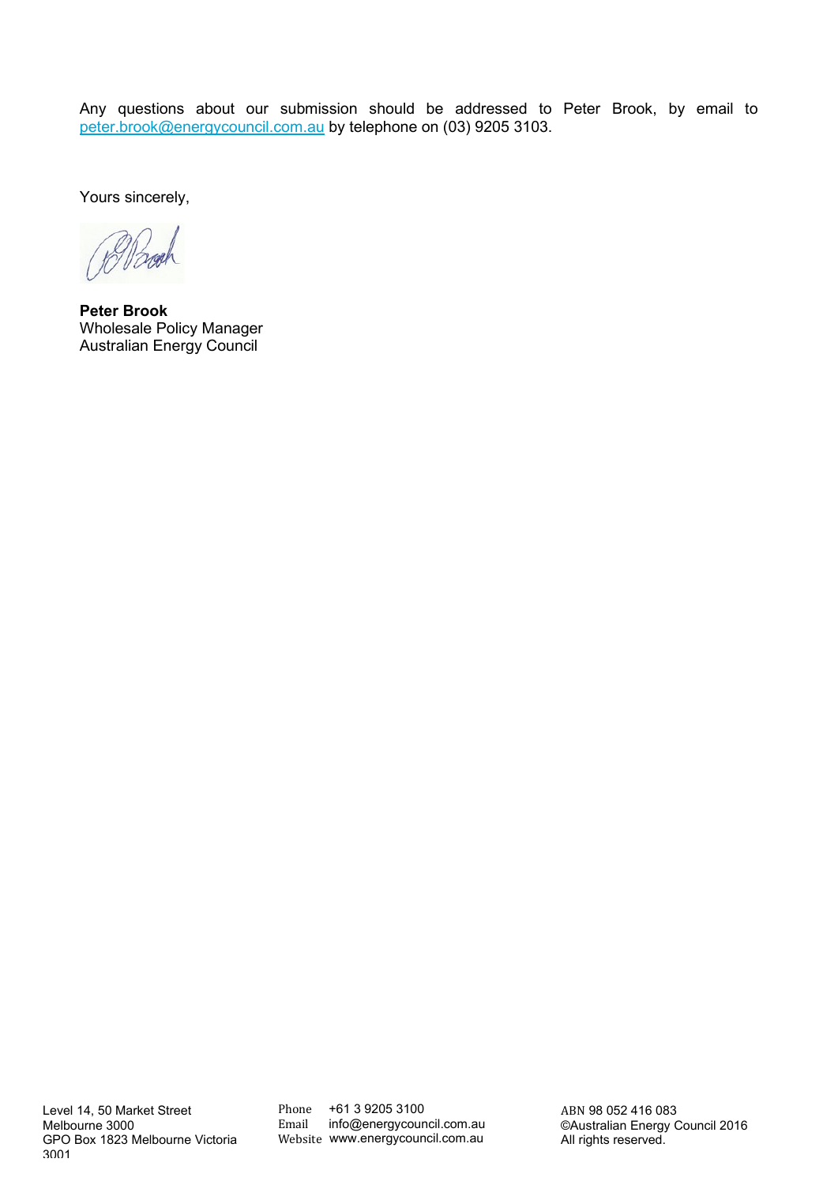Any questions about our submission should be addressed to Peter Brook, by email to peter.brook@energycouncil.com.au by telephone on (03) 9205 3103.

Yours sincerely,

**Peter Brook**
Wholesale Policy Manager
Australian Energy Council

Level 14, 50 Market Street
Melbourne 3000
GPO Box 1823 Melbourne Victoria 3001

Phone +61 3 9205 3100
Email info@energycouncil.com.au
Website www.energycouncil.com.au

ABN 98 052 416 083
©Australian Energy Council 2016
All rights reserved.